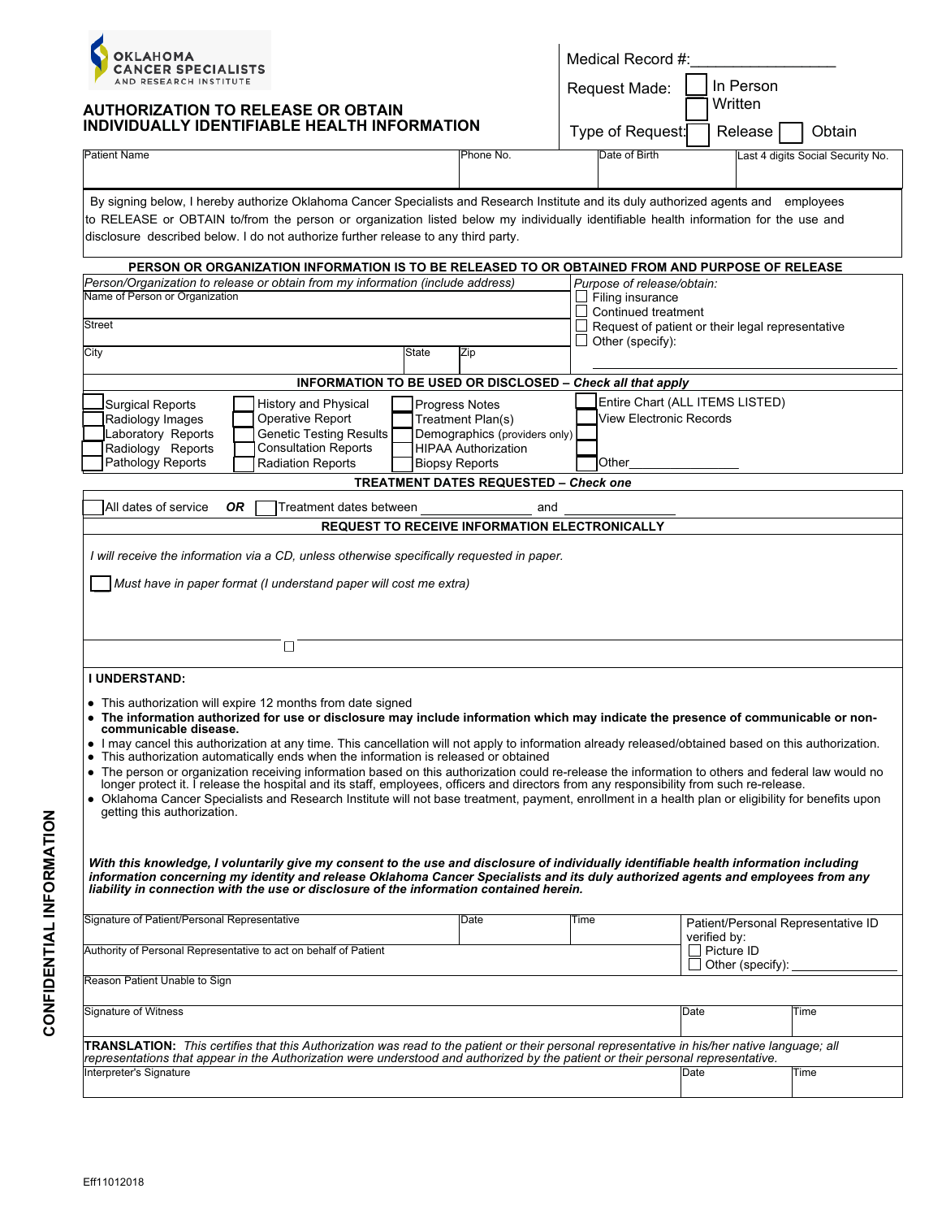OKLAHOMA CANCER SPECIALISTS AND RESEARCH INSTITUTE

# AUTHORIZATION TO RELEASE OR OBTAIN INDIVIDUALLY IDENTIFIABLE HEALTH INFORMATION

Medical Record #:_________________

Request Made: ☐ In Person ☐ Written

Type of Request: ☐ Release ☐ Obtain

| Patient Name | Phone No. | Date of Birth | Last 4 digits Social Security No. |
|---|---|---|---|
| | | | |

By signing below, I hereby authorize Oklahoma Cancer Specialists and Research Institute and its duly authorized agents and employees to RELEASE or OBTAIN to/from the person or organization listed below my individually identifiable health information for the use and disclosure described below. I do not authorize further release to any third party.

## PERSON OR ORGANIZATION INFORMATION IS TO BE RELEASED TO OR OBTAINED FROM AND PURPOSE OF RELEASE

*Person/Organization to release or obtain from my information (include address)*

| Name of Person or Organization | | |
|---|---|---|
| Street | | |
| City | State | Zip |

*Purpose of release/obtain:*

- ☐ Filing insurance
- ☐ Continued treatment
- ☐ Request of patient or their legal representative
- ☐ Other (specify): ____________________

## INFORMATION TO BE USED OR DISCLOSED – *Check all that apply*

| | | | |
|---|---|---|---|
| ☐ Surgical Reports | ☐ History and Physical | ☐ Progress Notes | ☐ Entire Chart (ALL ITEMS LISTED) |
| ☐ Radiology Images | ☐ Operative Report | ☐ Treatment Plan(s) | ☐ View Electronic Records |
| ☐ Laboratory Reports | ☐ Genetic Testing Results | ☐ Demographics (providers only) | ☐ |
| ☐ Radiology Reports | ☐ Consultation Reports | ☐ HIPAA Authorization | ☐ |
| ☐ Pathology Reports | ☐ Radiation Reports | ☐ Biopsy Reports | ☐ Other____________ |

## TREATMENT DATES REQUESTED – *Check one*

☐ All dates of service ***OR*** ☐ Treatment dates between ______________ and ______________

## REQUEST TO RECEIVE INFORMATION ELECTRONICALLY

*I will receive the information via a CD, unless otherwise specifically requested in paper.*

☐ *Must have in paper format (I understand paper will cost me extra)*

☐

**I UNDERSTAND:**

- This authorization will expire 12 months from date signed
- **The information authorized for use or disclosure may include information which may indicate the presence of communicable or non-communicable disease.**
- I may cancel this authorization at any time. This cancellation will not apply to information already released/obtained based on this authorization.
- This authorization automatically ends when the information is released or obtained
- The person or organization receiving information based on this authorization could re-release the information to others and federal law would no longer protect it. I release the hospital and its staff, employees, officers and directors from any responsibility from such re-release.
- Oklahoma Cancer Specialists and Research Institute will not base treatment, payment, enrollment in a health plan or eligibility for benefits upon getting this authorization.

***With this knowledge, I voluntarily give my consent to the use and disclosure of individually identifiable health information including information concerning my identity and release Oklahoma Cancer Specialists and its duly authorized agents and employees from any liability in connection with the use or disclosure of the information contained herein.***

| Signature of Patient/Personal Representative | Date | Time | Patient/Personal Representative ID verified by: ☐ Picture ID ☐ Other (specify): __________ |
|---|---|---|---|
| Authority of Personal Representative to act on behalf of Patient | | | |
| Reason Patient Unable to Sign | | | |

| Signature of Witness | Date | Time |
|---|---|---|
| | | |

**TRANSLATION:** *This certifies that this Authorization was read to the patient or their personal representative in his/her native language; all representations that appear in the Authorization were understood and authorized by the patient or their personal representative.*

| Interpreter's Signature | Date | Time |
|---|---|---|
| | | |

CONFIDENTIAL INFORMATION

Eff11012018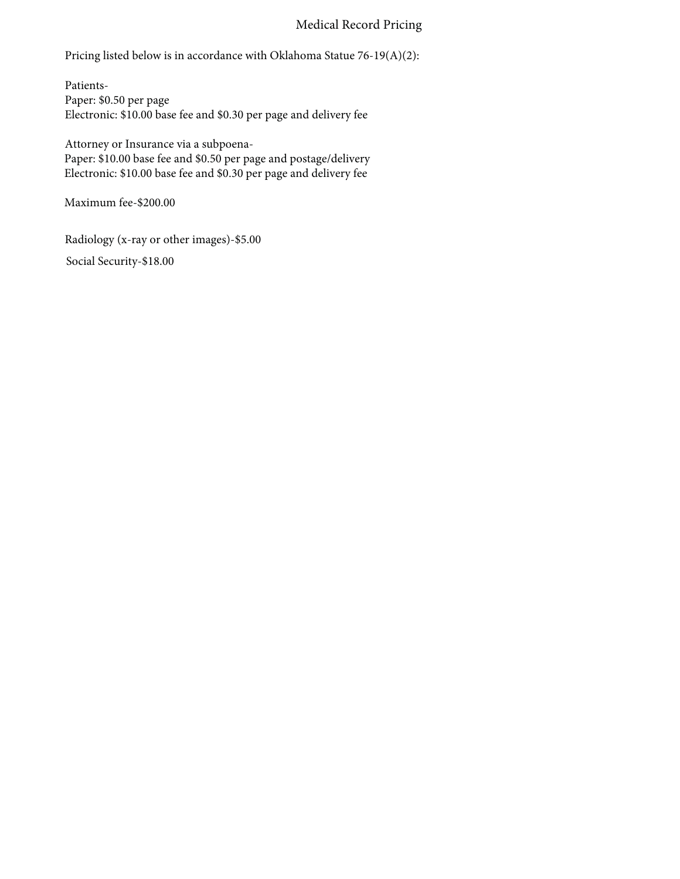# Medical Record Pricing

Pricing listed below is in accordance with Oklahoma Statue 76-19(A)(2):

Patients-
Paper: $0.50 per page
Electronic: $10.00 base fee and $0.30 per page and delivery fee

Attorney or Insurance via a subpoena-
Paper: $10.00 base fee and $0.50 per page and postage/delivery
Electronic: $10.00 base fee and $0.30 per page and delivery fee

Maximum fee-$200.00

Radiology (x-ray or other images)-$5.00

Social Security-$18.00